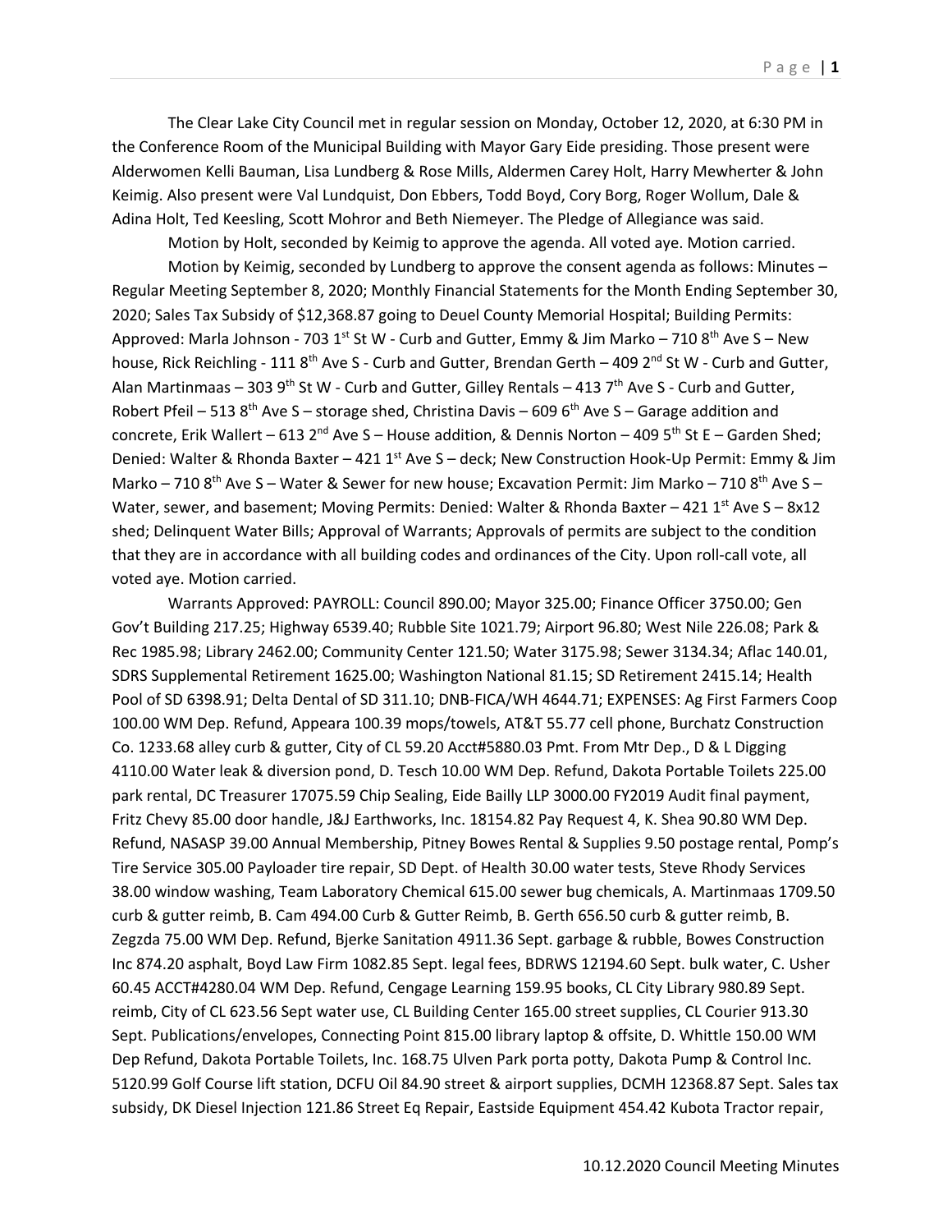The Clear Lake City Council met in regular session on Monday, October 12, 2020, at 6:30 PM in the Conference Room of the Municipal Building with Mayor Gary Eide presiding. Those present were Alderwomen Kelli Bauman, Lisa Lundberg & Rose Mills, Aldermen Carey Holt, Harry Mewherter & John Keimig. Also present were Val Lundquist, Don Ebbers, Todd Boyd, Cory Borg, Roger Wollum, Dale & Adina Holt, Ted Keesling, Scott Mohror and Beth Niemeyer. The Pledge of Allegiance was said.

Motion by Holt, seconded by Keimig to approve the agenda. All voted aye. Motion carried.

Motion by Keimig, seconded by Lundberg to approve the consent agenda as follows: Minutes – Regular Meeting September 8, 2020; Monthly Financial Statements for the Month Ending September 30, 2020; Sales Tax Subsidy of $12,368.87 going to Deuel County Memorial Hospital; Building Permits: Approved: Marla Johnson - 703 1st St W - Curb and Gutter, Emmy & Jim Marko – 710 8th Ave S – New house, Rick Reichling - 111 8th Ave S - Curb and Gutter, Brendan Gerth – 409 2nd St W - Curb and Gutter, Alan Martinmaas – 303 9th St W - Curb and Gutter, Gilley Rentals – 413 7th Ave S - Curb and Gutter, Robert Pfeil – 513 8th Ave S – storage shed, Christina Davis – 609 6th Ave S – Garage addition and concrete, Erik Wallert – 613 2nd Ave S – House addition, & Dennis Norton – 409 5th St E – Garden Shed; Denied: Walter & Rhonda Baxter – 421 1st Ave S – deck; New Construction Hook-Up Permit: Emmy & Jim Marko – 710 8th Ave S – Water & Sewer for new house; Excavation Permit: Jim Marko – 710 8th Ave S – Water, sewer, and basement; Moving Permits: Denied: Walter & Rhonda Baxter – 421 1st Ave S – 8x12 shed; Delinquent Water Bills; Approval of Warrants; Approvals of permits are subject to the condition that they are in accordance with all building codes and ordinances of the City. Upon roll-call vote, all voted aye. Motion carried.

Warrants Approved: PAYROLL: Council 890.00; Mayor 325.00; Finance Officer 3750.00; Gen Gov't Building 217.25; Highway 6539.40; Rubble Site 1021.79; Airport 96.80; West Nile 226.08; Park & Rec 1985.98; Library 2462.00; Community Center 121.50; Water 3175.98; Sewer 3134.34; Aflac 140.01, SDRS Supplemental Retirement 1625.00; Washington National 81.15; SD Retirement 2415.14; Health Pool of SD 6398.91; Delta Dental of SD 311.10; DNB-FICA/WH 4644.71; EXPENSES: Ag First Farmers Coop 100.00 WM Dep. Refund, Appeara 100.39 mops/towels, AT&T 55.77 cell phone, Burchatz Construction Co. 1233.68 alley curb & gutter, City of CL 59.20 Acct#5880.03 Pmt. From Mtr Dep., D & L Digging 4110.00 Water leak & diversion pond, D. Tesch 10.00 WM Dep. Refund, Dakota Portable Toilets 225.00 park rental, DC Treasurer 17075.59 Chip Sealing, Eide Bailly LLP 3000.00 FY2019 Audit final payment, Fritz Chevy 85.00 door handle, J&J Earthworks, Inc. 18154.82 Pay Request 4, K. Shea 90.80 WM Dep. Refund, NASASP 39.00 Annual Membership, Pitney Bowes Rental & Supplies 9.50 postage rental, Pomp's Tire Service 305.00 Payloader tire repair, SD Dept. of Health 30.00 water tests, Steve Rhody Services 38.00 window washing, Team Laboratory Chemical 615.00 sewer bug chemicals, A. Martinmaas 1709.50 curb & gutter reimb, B. Cam 494.00 Curb & Gutter Reimb, B. Gerth 656.50 curb & gutter reimb, B. Zegzda 75.00 WM Dep. Refund, Bjerke Sanitation 4911.36 Sept. garbage & rubble, Bowes Construction Inc 874.20 asphalt, Boyd Law Firm 1082.85 Sept. legal fees, BDRWS 12194.60 Sept. bulk water, C. Usher 60.45 ACCT#4280.04 WM Dep. Refund, Cengage Learning 159.95 books, CL City Library 980.89 Sept. reimb, City of CL 623.56 Sept water use, CL Building Center 165.00 street supplies, CL Courier 913.30 Sept. Publications/envelopes, Connecting Point 815.00 library laptop & offsite, D. Whittle 150.00 WM Dep Refund, Dakota Portable Toilets, Inc. 168.75 Ulven Park porta potty, Dakota Pump & Control Inc. 5120.99 Golf Course lift station, DCFU Oil 84.90 street & airport supplies, DCMH 12368.87 Sept. Sales tax subsidy, DK Diesel Injection 121.86 Street Eq Repair, Eastside Equipment 454.42 Kubota Tractor repair,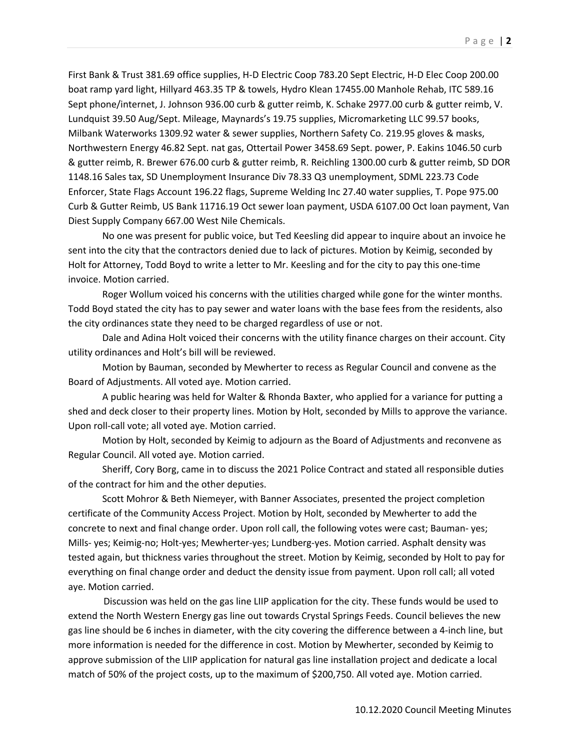First Bank & Trust 381.69 office supplies, H-D Electric Coop 783.20 Sept Electric, H-D Elec Coop 200.00 boat ramp yard light, Hillyard 463.35 TP & towels, Hydro Klean 17455.00 Manhole Rehab, ITC 589.16 Sept phone/internet, J. Johnson 936.00 curb & gutter reimb, K. Schake 2977.00 curb & gutter reimb, V. Lundquist 39.50 Aug/Sept. Mileage, Maynards's 19.75 supplies, Micromarketing LLC 99.57 books, Milbank Waterworks 1309.92 water & sewer supplies, Northern Safety Co. 219.95 gloves & masks, Northwestern Energy 46.82 Sept. nat gas, Ottertail Power 3458.69 Sept. power, P. Eakins 1046.50 curb & gutter reimb, R. Brewer 676.00 curb & gutter reimb, R. Reichling 1300.00 curb & gutter reimb, SD DOR 1148.16 Sales tax, SD Unemployment Insurance Div 78.33 Q3 unemployment, SDML 223.73 Code Enforcer, State Flags Account 196.22 flags, Supreme Welding Inc 27.40 water supplies, T. Pope 975.00 Curb & Gutter Reimb, US Bank 11716.19 Oct sewer loan payment, USDA 6107.00 Oct loan payment, Van Diest Supply Company 667.00 West Nile Chemicals.

No one was present for public voice, but Ted Keesling did appear to inquire about an invoice he sent into the city that the contractors denied due to lack of pictures. Motion by Keimig, seconded by Holt for Attorney, Todd Boyd to write a letter to Mr. Keesling and for the city to pay this one-time invoice. Motion carried.

Roger Wollum voiced his concerns with the utilities charged while gone for the winter months. Todd Boyd stated the city has to pay sewer and water loans with the base fees from the residents, also the city ordinances state they need to be charged regardless of use or not.

Dale and Adina Holt voiced their concerns with the utility finance charges on their account. City utility ordinances and Holt's bill will be reviewed.

Motion by Bauman, seconded by Mewherter to recess as Regular Council and convene as the Board of Adjustments. All voted aye. Motion carried.

A public hearing was held for Walter & Rhonda Baxter, who applied for a variance for putting a shed and deck closer to their property lines. Motion by Holt, seconded by Mills to approve the variance. Upon roll-call vote; all voted aye. Motion carried.

Motion by Holt, seconded by Keimig to adjourn as the Board of Adjustments and reconvene as Regular Council. All voted aye. Motion carried.

Sheriff, Cory Borg, came in to discuss the 2021 Police Contract and stated all responsible duties of the contract for him and the other deputies.

Scott Mohror & Beth Niemeyer, with Banner Associates, presented the project completion certificate of the Community Access Project. Motion by Holt, seconded by Mewherter to add the concrete to next and final change order. Upon roll call, the following votes were cast; Bauman- yes; Mills- yes; Keimig-no; Holt-yes; Mewherter-yes; Lundberg-yes. Motion carried. Asphalt density was tested again, but thickness varies throughout the street. Motion by Keimig, seconded by Holt to pay for everything on final change order and deduct the density issue from payment. Upon roll call; all voted aye. Motion carried.

Discussion was held on the gas line LIIP application for the city. These funds would be used to extend the North Western Energy gas line out towards Crystal Springs Feeds. Council believes the new gas line should be 6 inches in diameter, with the city covering the difference between a 4-inch line, but more information is needed for the difference in cost. Motion by Mewherter, seconded by Keimig to approve submission of the LIIP application for natural gas line installation project and dedicate a local match of 50% of the project costs, up to the maximum of $200,750. All voted aye. Motion carried.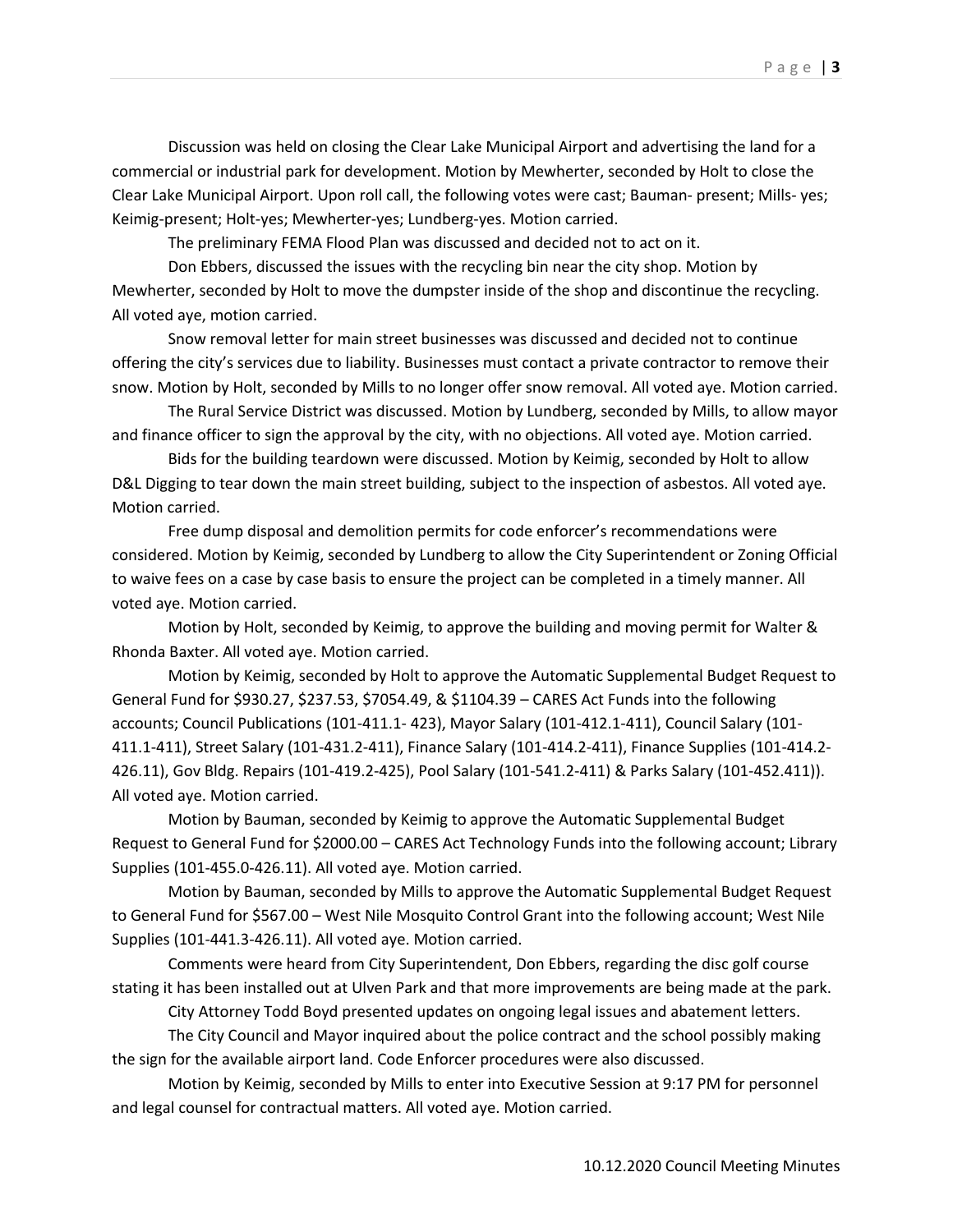Discussion was held on closing the Clear Lake Municipal Airport and advertising the land for a commercial or industrial park for development. Motion by Mewherter, seconded by Holt to close the Clear Lake Municipal Airport. Upon roll call, the following votes were cast; Bauman- present; Mills- yes; Keimig-present; Holt-yes; Mewherter-yes; Lundberg-yes. Motion carried.

The preliminary FEMA Flood Plan was discussed and decided not to act on it.

Don Ebbers, discussed the issues with the recycling bin near the city shop. Motion by Mewherter, seconded by Holt to move the dumpster inside of the shop and discontinue the recycling. All voted aye, motion carried.

Snow removal letter for main street businesses was discussed and decided not to continue offering the city's services due to liability. Businesses must contact a private contractor to remove their snow. Motion by Holt, seconded by Mills to no longer offer snow removal. All voted aye. Motion carried.

The Rural Service District was discussed. Motion by Lundberg, seconded by Mills, to allow mayor and finance officer to sign the approval by the city, with no objections. All voted aye. Motion carried.

Bids for the building teardown were discussed. Motion by Keimig, seconded by Holt to allow D&L Digging to tear down the main street building, subject to the inspection of asbestos. All voted aye. Motion carried.

Free dump disposal and demolition permits for code enforcer's recommendations were considered. Motion by Keimig, seconded by Lundberg to allow the City Superintendent or Zoning Official to waive fees on a case by case basis to ensure the project can be completed in a timely manner. All voted aye. Motion carried.

Motion by Holt, seconded by Keimig, to approve the building and moving permit for Walter & Rhonda Baxter. All voted aye. Motion carried.

Motion by Keimig, seconded by Holt to approve the Automatic Supplemental Budget Request to General Fund for $930.27, $237.53, $7054.49, & $1104.39 – CARES Act Funds into the following accounts; Council Publications (101-411.1- 423), Mayor Salary (101-412.1-411), Council Salary (101-411.1-411), Street Salary (101-431.2-411), Finance Salary (101-414.2-411), Finance Supplies (101-414.2-426.11), Gov Bldg. Repairs (101-419.2-425), Pool Salary (101-541.2-411) & Parks Salary (101-452.411)). All voted aye. Motion carried.

Motion by Bauman, seconded by Keimig to approve the Automatic Supplemental Budget Request to General Fund for $2000.00 – CARES Act Technology Funds into the following account; Library Supplies (101-455.0-426.11). All voted aye. Motion carried.

Motion by Bauman, seconded by Mills to approve the Automatic Supplemental Budget Request to General Fund for $567.00 – West Nile Mosquito Control Grant into the following account; West Nile Supplies (101-441.3-426.11). All voted aye. Motion carried.

Comments were heard from City Superintendent, Don Ebbers, regarding the disc golf course stating it has been installed out at Ulven Park and that more improvements are being made at the park.

City Attorney Todd Boyd presented updates on ongoing legal issues and abatement letters.

The City Council and Mayor inquired about the police contract and the school possibly making the sign for the available airport land. Code Enforcer procedures were also discussed.

Motion by Keimig, seconded by Mills to enter into Executive Session at 9:17 PM for personnel and legal counsel for contractual matters. All voted aye. Motion carried.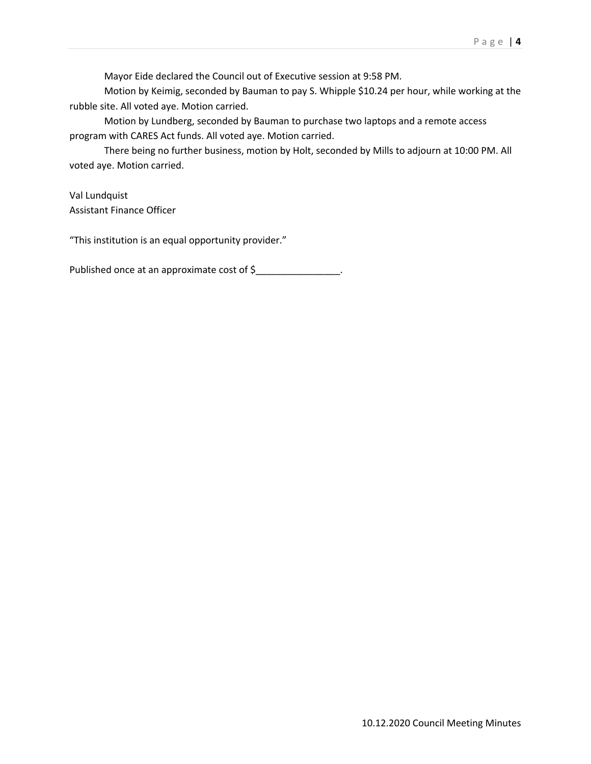Mayor Eide declared the Council out of Executive session at 9:58 PM.

Motion by Keimig, seconded by Bauman to pay S. Whipple $10.24 per hour, while working at the rubble site. All voted aye. Motion carried.

Motion by Lundberg, seconded by Bauman to purchase two laptops and a remote access program with CARES Act funds. All voted aye. Motion carried.

There being no further business, motion by Holt, seconded by Mills to adjourn at 10:00 PM. All voted aye. Motion carried.

Val Lundquist
Assistant Finance Officer

"This institution is an equal opportunity provider."

Published once at an approximate cost of $________________.